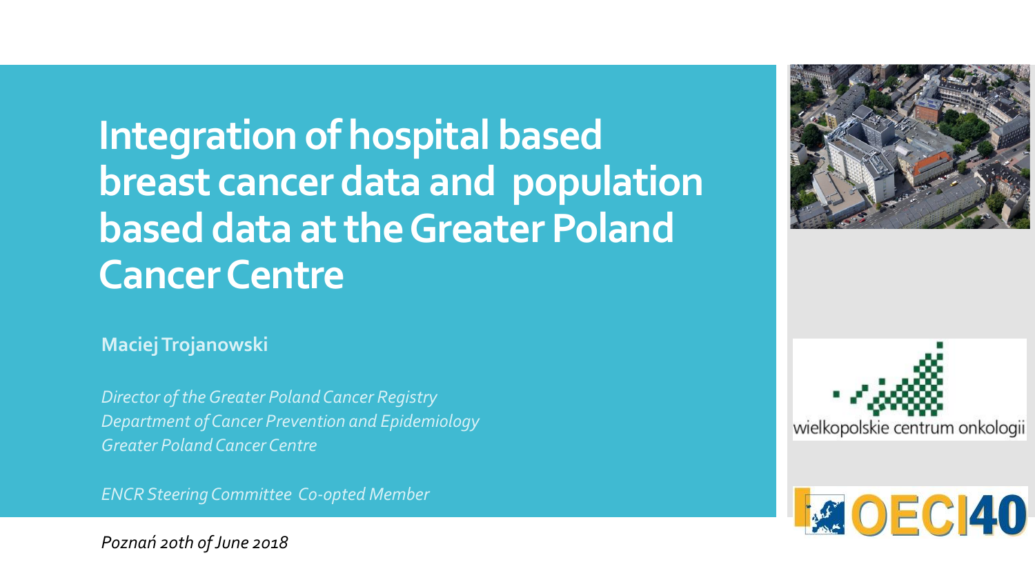# Integration of hospital based breast cancer data and population based data at the Greater Poland Cancer Centre

**Maciej Trojanowski**

*Director of the Greater Poland Cancer Registry*
*Department of Cancer Prevention and Epidemiology*
*Greater Poland Cancer Centre*

*ENCR Steering Committee Co-opted Member*

*Poznań 20th of June 2018*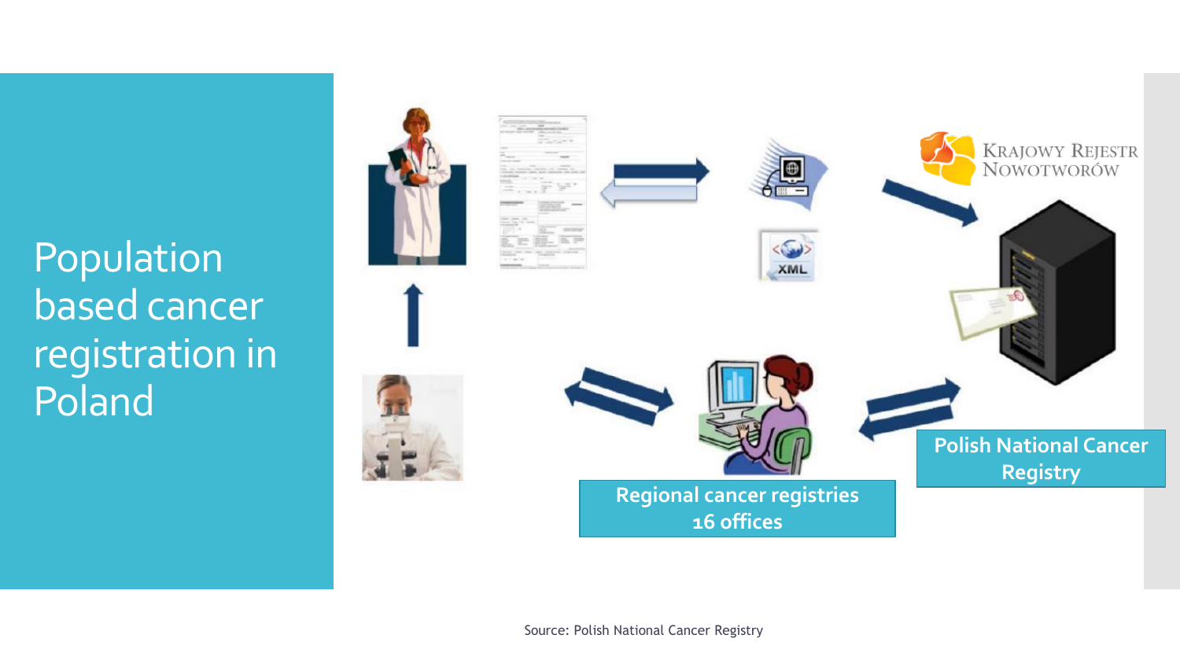# Population based cancer registration in Poland

KRAJOWY REJESTR NOWOTWORÓW

XML

Regional cancer registries
16 offices

Polish National Cancer Registry

Source: Polish National Cancer Registry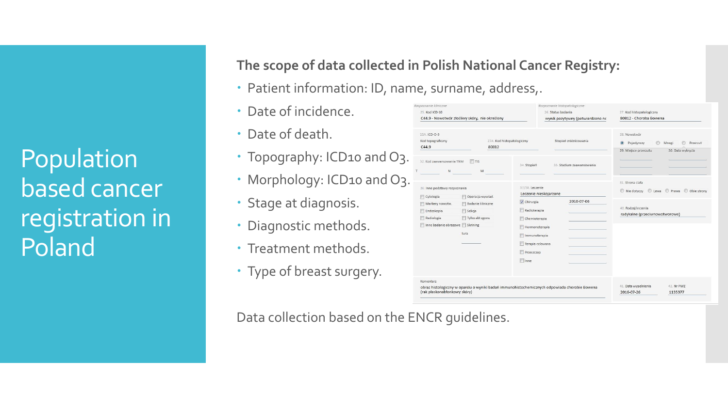# Population based cancer registration in Poland

**The scope of data collected in Polish National Cancer Registry:**

- Patient information: ID, name, surname, address,.
- Date of incidence.
- Date of death.
- Topography: ICD10 and O3.
- Morphology: ICD10 and O3.
- Stage at diagnosis.
- Diagnostic methods.
- Treatment methods.
- Type of breast surgery.

Data collection based on the ENCR guidelines.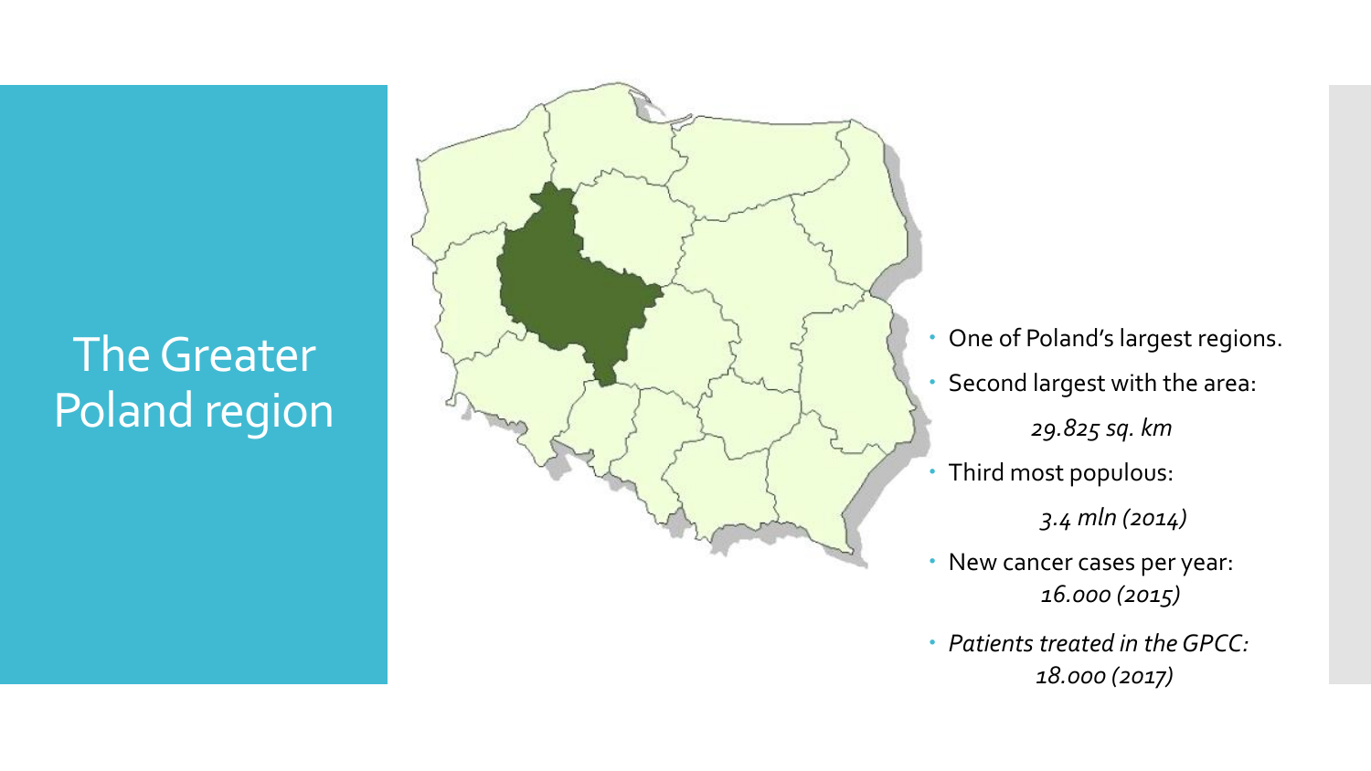# The Greater Poland region

- One of Poland's largest regions.
- Second largest with the area:

  *29.825 sq. km*
- Third most populous:

  *3.4 mln (2014)*
- New cancer cases per year:

  *16.000 (2015)*
- *Patients treated in the GPCC:*

  *18.000 (2017)*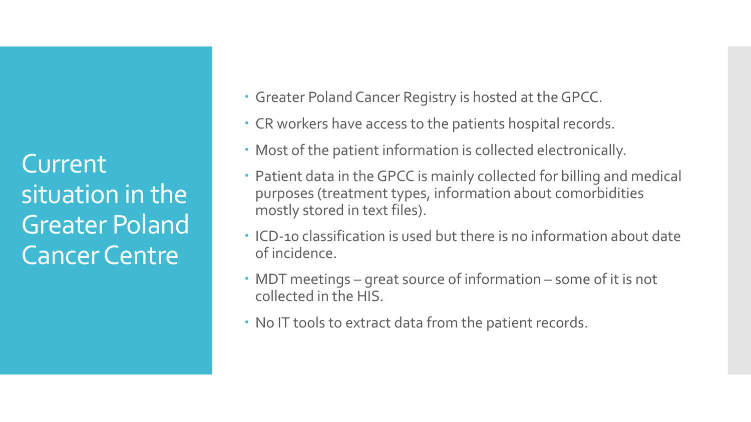# Current situation in the Greater Poland Cancer Centre

- Greater Poland Cancer Registry is hosted at the GPCC.
- CR workers have access to the patients hospital records.
- Most of the patient information is collected electronically.
- Patient data in the GPCC is mainly collected for billing and medical purposes (treatment types, information about comorbidities mostly stored in text files).
- ICD-10 classification is used but there is no information about date of incidence.
- MDT meetings – great source of information – some of it is not collected in the HIS.
- No IT tools to extract data from the patient records.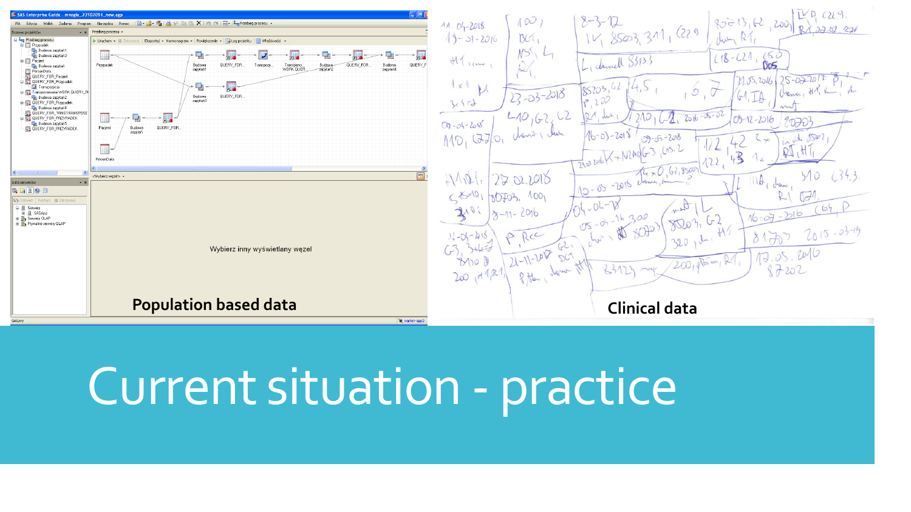Population based data

Clinical data

# Current situation - practice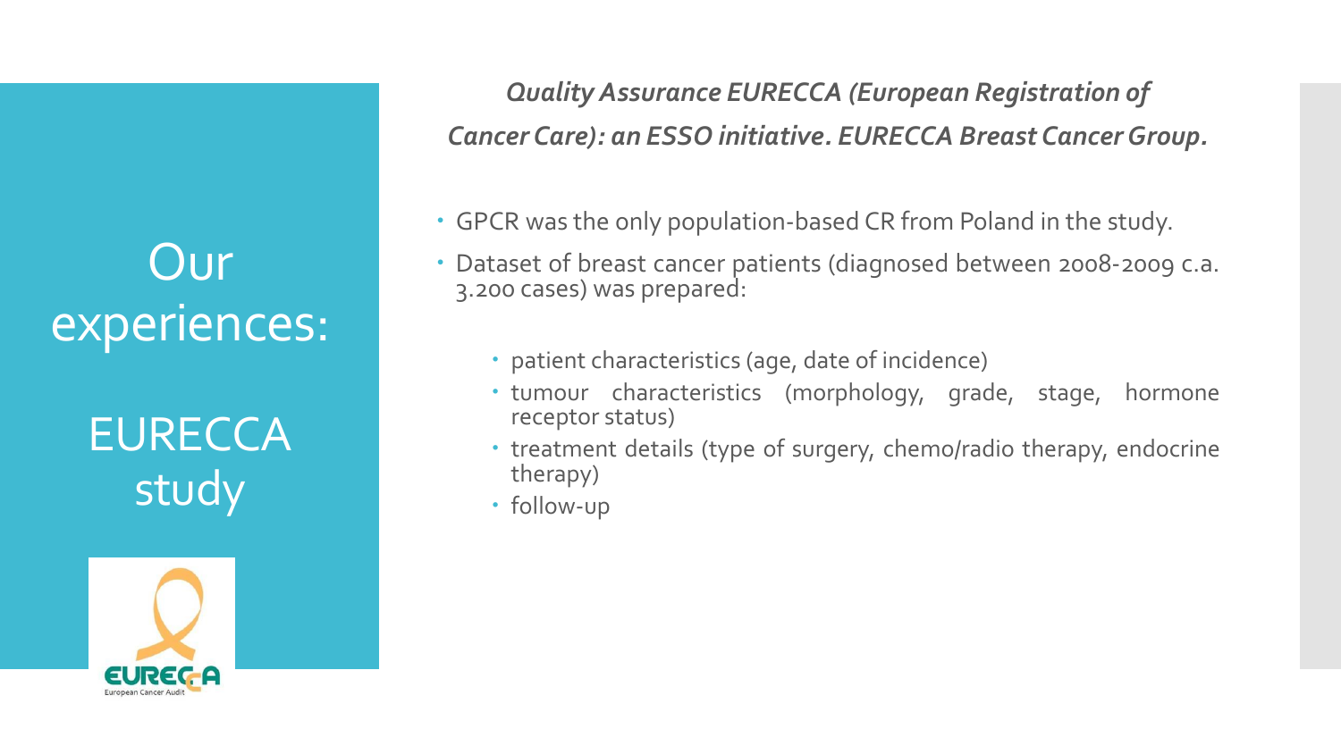# Our experiences:

## EURECCA study

***Quality Assurance EURECCA (European Registration of Cancer Care): an ESSO initiative. EURECCA Breast Cancer Group.***

- GPCR was the only population-based CR from Poland in the study.
- Dataset of breast cancer patients (diagnosed between 2008-2009 c.a. 3.200 cases) was prepared:
  - patient characteristics (age, date of incidence)
  - tumour characteristics (morphology, grade, stage, hormone receptor status)
  - treatment details (type of surgery, chemo/radio therapy, endocrine therapy)
  - follow-up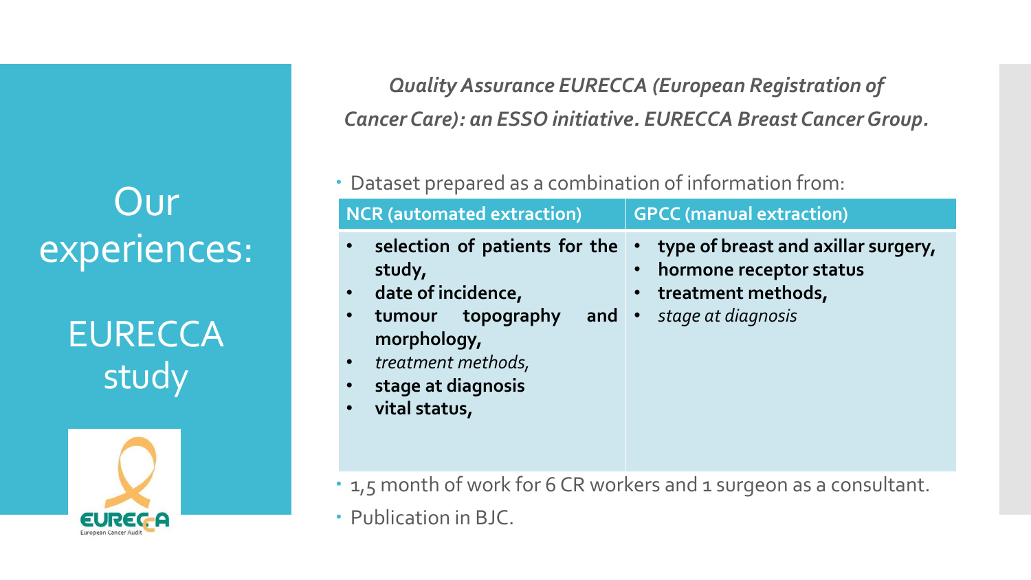# Our experiences:

## EURECCA study

*Quality Assurance EURECCA (European Registration of Cancer Care): an ESSO initiative. EURECCA Breast Cancer Group.*

- Dataset prepared as a combination of information from:

| NCR (automated extraction) | GPCC (manual extraction) |
|---|---|
| • **selection of patients for the study,**<br>• **date of incidence,**<br>• **tumour topography and morphology,**<br>• *treatment methods,*<br>• **stage at diagnosis**<br>• **vital status,** | • **type of breast and axillar surgery,**<br>• **hormone receptor status**<br>• **treatment methods,**<br>• *stage at diagnosis* |

- 1,5 month of work for 6 CR workers and 1 surgeon as a consultant.
- Publication in BJC.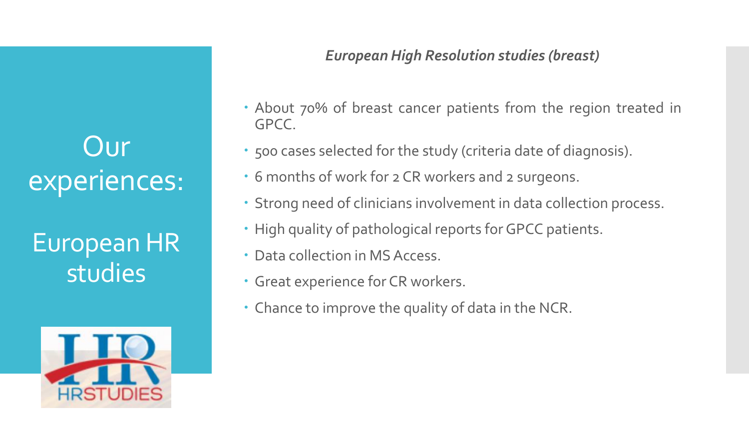# Our experiences:

## European HR studies

*European High Resolution studies (breast)*

- About 70% of breast cancer patients from the region treated in GPCC.
- 500 cases selected for the study (criteria date of diagnosis).
- 6 months of work for 2 CR workers and 2 surgeons.
- Strong need of clinicians involvement in data collection process.
- High quality of pathological reports for GPCC patients.
- Data collection in MS Access.
- Great experience for CR workers.
- Chance to improve the quality of data in the NCR.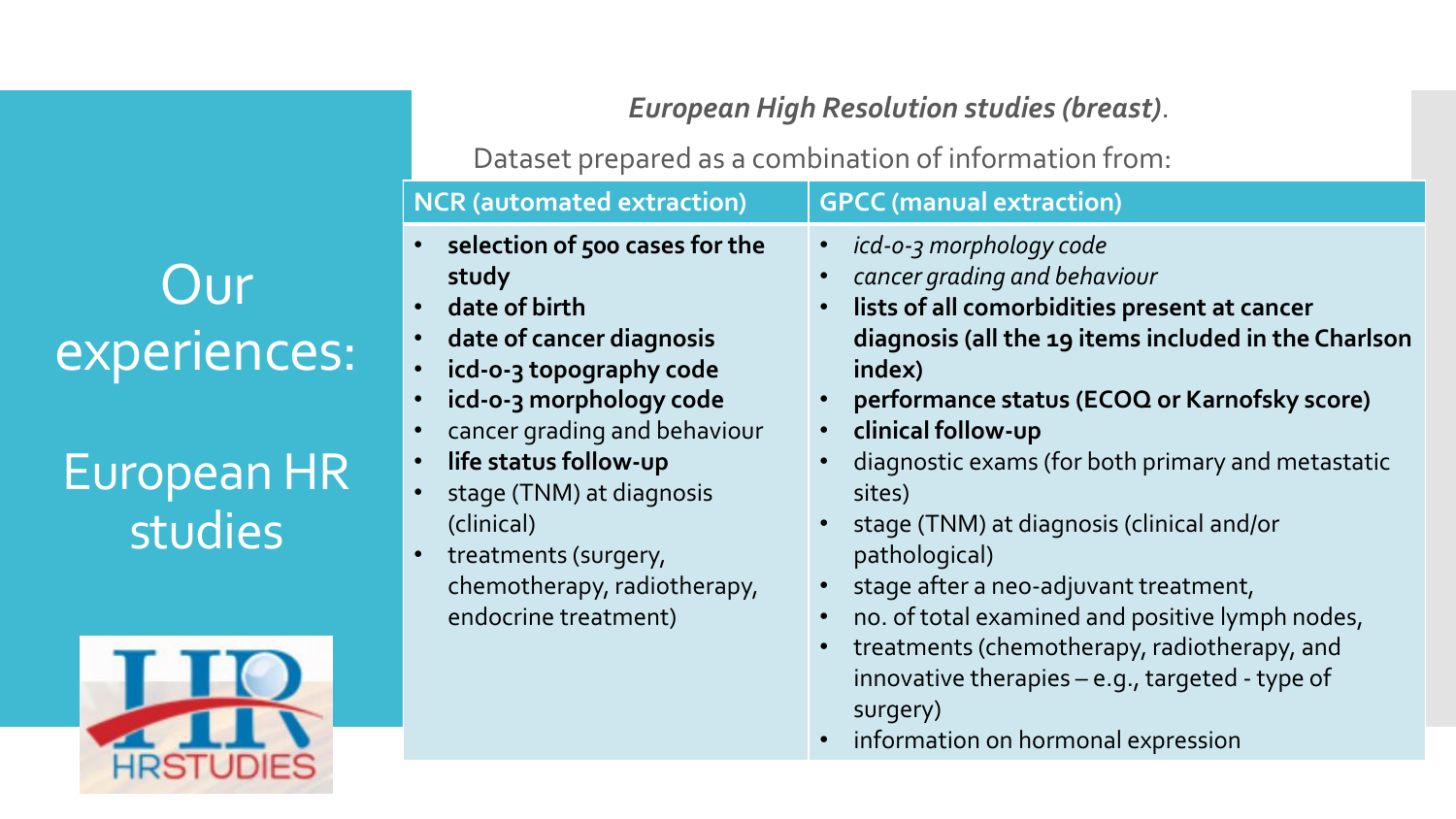# Our experiences:

## European HR studies

*European High Resolution studies (breast)*.

Dataset prepared as a combination of information from:

| NCR (automated extraction) | GPCC (manual extraction) |
| --- | --- |
| • **selection of 500 cases for the study**<br>• **date of birth**<br>• **date of cancer diagnosis**<br>• **icd-o-3 topography code**<br>• **icd-o-3 morphology code**<br>• cancer grading and behaviour<br>• **life status follow-up**<br>• stage (TNM) at diagnosis (clinical)<br>• treatments (surgery, chemotherapy, radiotherapy, endocrine treatment) | • *icd-o-3 morphology code*<br>• *cancer grading and behaviour*<br>• **lists of all comorbidities present at cancer diagnosis (all the 19 items included in the Charlson index)**<br>• **performance status (ECOQ or Karnofsky score)**<br>• **clinical follow-up**<br>• diagnostic exams (for both primary and metastatic sites)<br>• stage (TNM) at diagnosis (clinical and/or pathological)<br>• stage after a neo-adjuvant treatment,<br>• no. of total examined and positive lymph nodes,<br>• treatments (chemotherapy, radiotherapy, and innovative therapies – e.g., targeted - type of surgery)<br>• information on hormonal expression |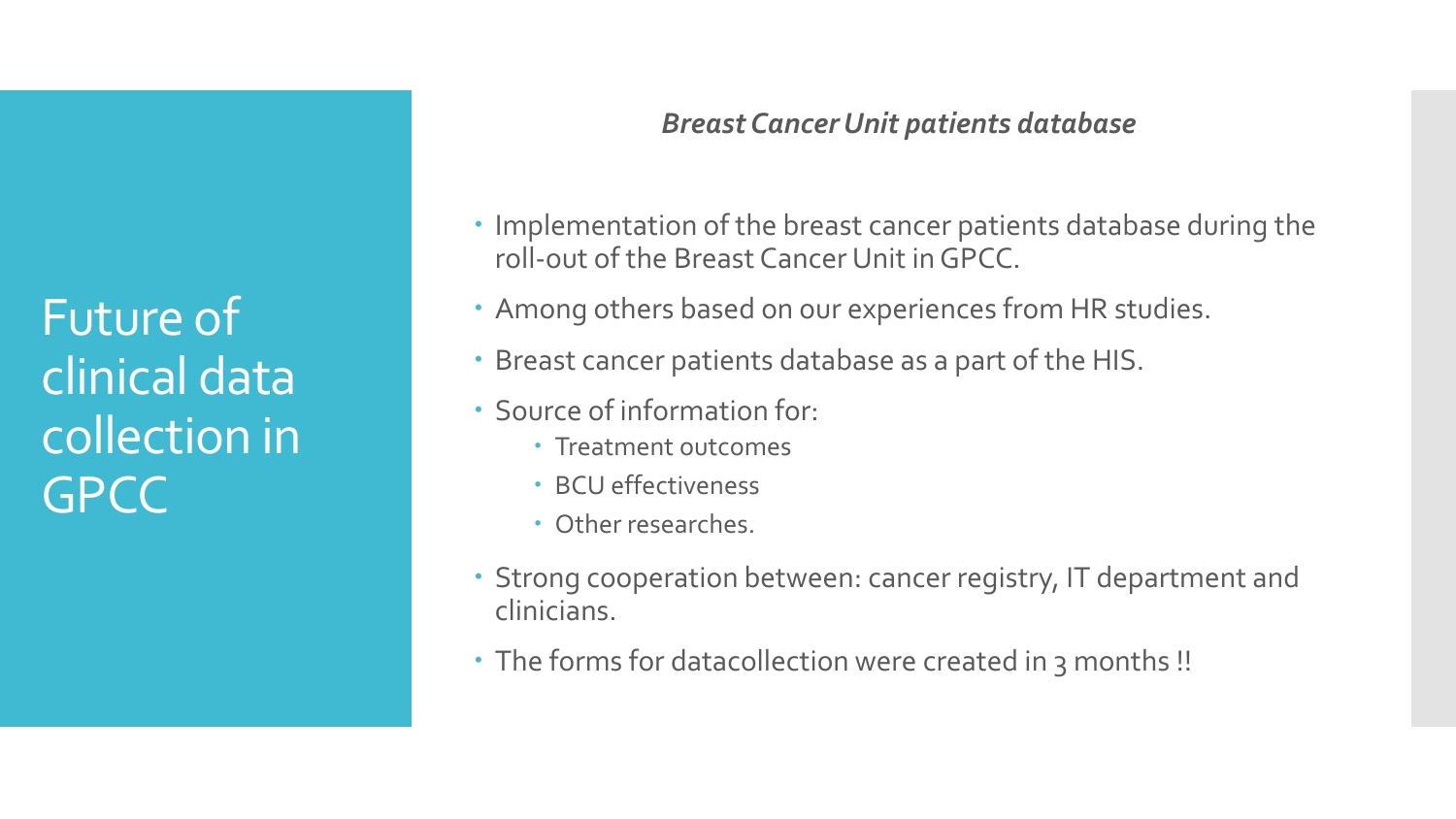# Future of clinical data collection in GPCC

***Breast Cancer Unit patients database***

- Implementation of the breast cancer patients database during the roll-out of the Breast Cancer Unit in GPCC.
- Among others based on our experiences from HR studies.
- Breast cancer patients database as a part of the HIS.
- Source of information for:
  - Treatment outcomes
  - BCU effectiveness
  - Other researches.
- Strong cooperation between: cancer registry, IT department and clinicians.
- The forms for datacollection were created in 3 months !!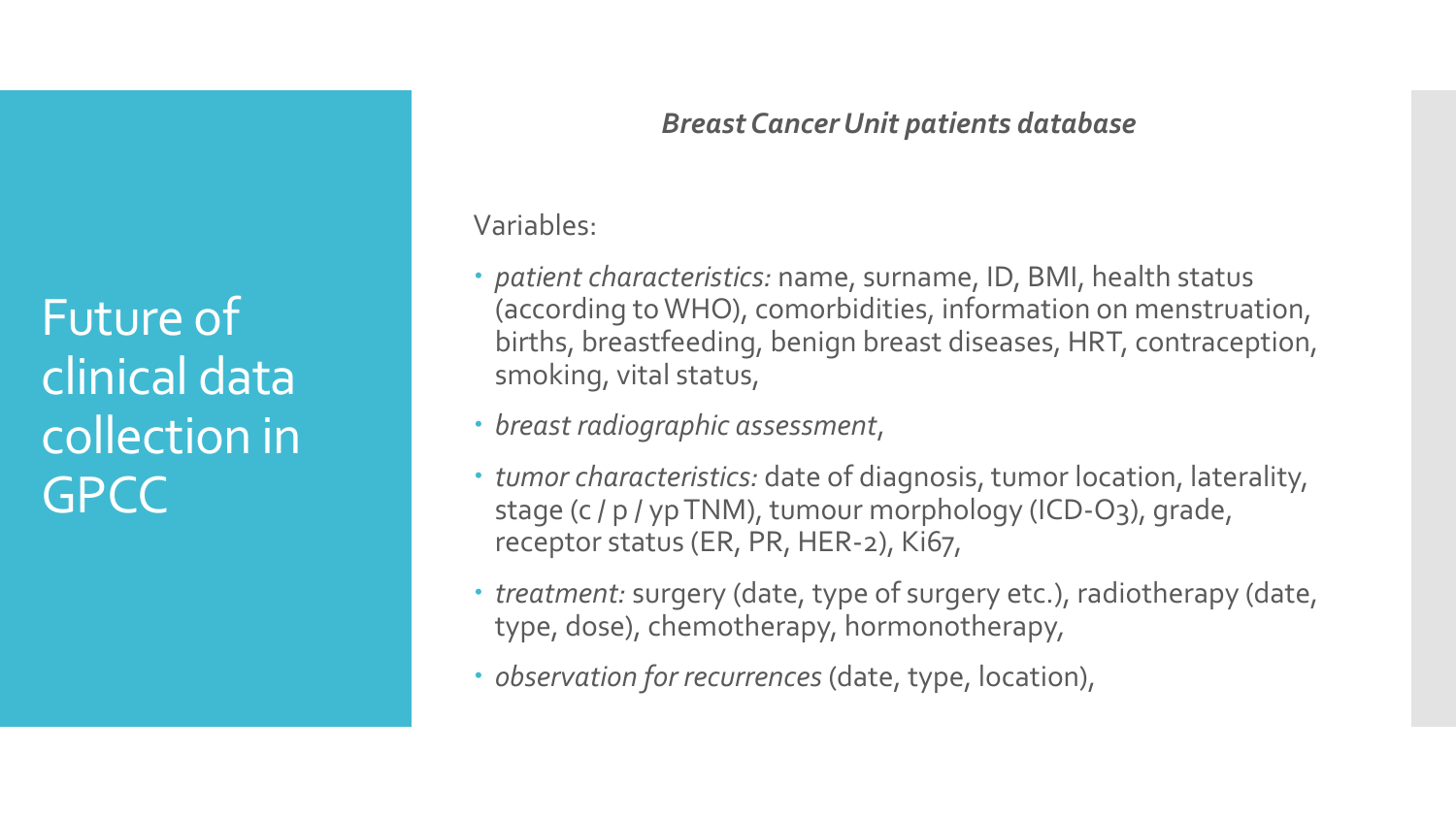# Future of clinical data collection in GPCC

***Breast Cancer Unit patients database***

Variables:

- *patient characteristics:* name, surname, ID, BMI, health status (according to WHO), comorbidities, information on menstruation, births, breastfeeding, benign breast diseases, HRT, contraception, smoking, vital status,
- *breast radiographic assessment*,
- *tumor characteristics:* date of diagnosis, tumor location, laterality, stage (c / p / yp TNM), tumour morphology (ICD-O3), grade, receptor status (ER, PR, HER-2), Ki67,
- *treatment:* surgery (date, type of surgery etc.), radiotherapy (date, type, dose), chemotherapy, hormonotherapy,
- *observation for recurrences* (date, type, location),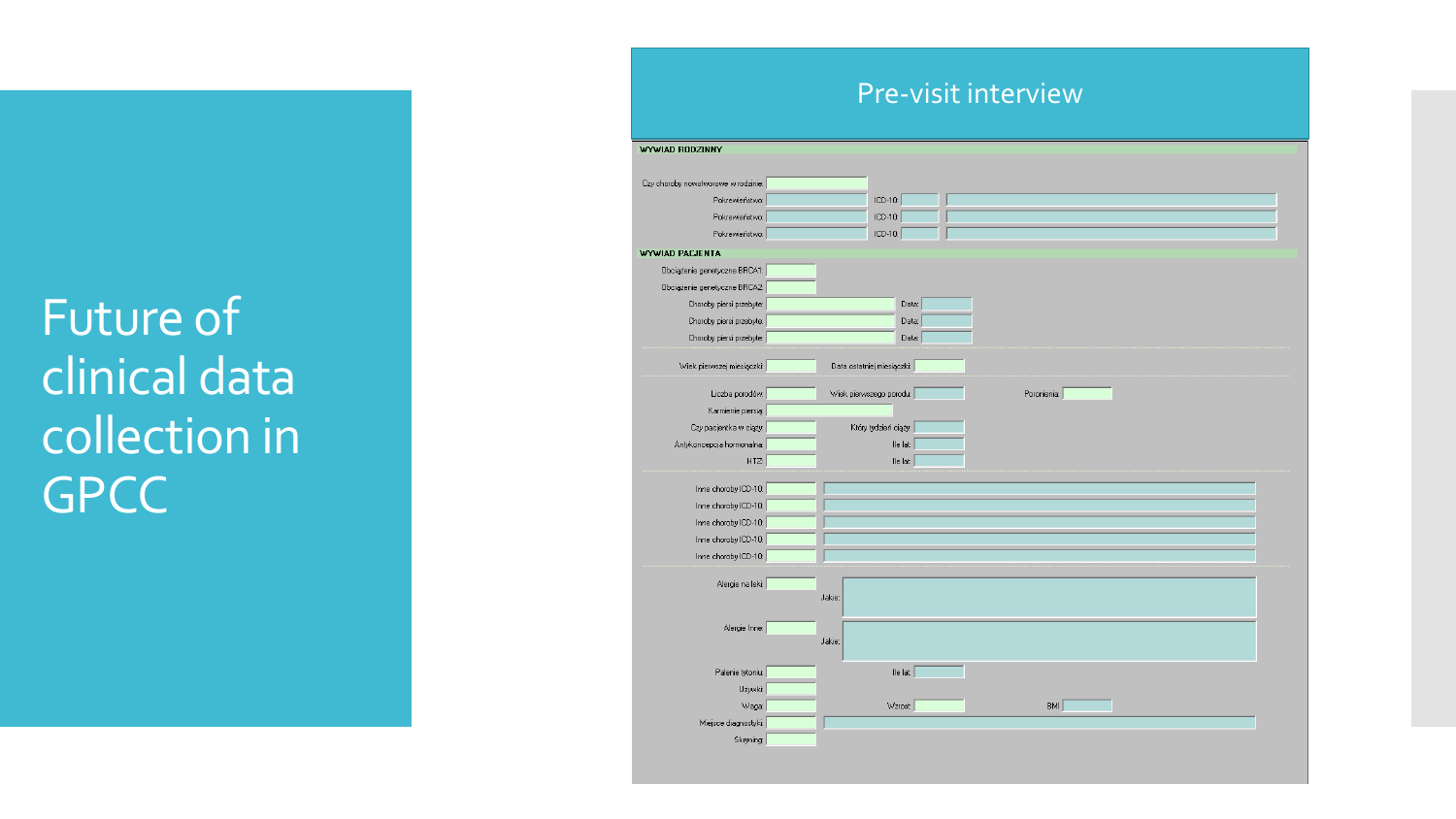# Future of clinical data collection in GPCC

## Pre-visit interview

**WYWIAD RODZINNY**

Czy choroby nowotworowe w rodzinie:

Pokrewieństwo: ICD-10:

Pokrewieństwo: ICD-10:

Pokrewieństwo: ICD-10:

**WYWIAD PACJENTA**

Obciążenie genetyczne BRCA1:

Obciążenie genetyczne BRCA2:

Choroby piersi przebyte: Data:

Choroby piersi przebyte: Data:

Choroby piersi przebyte: Data:

Wiek pierwszej miesiączki: Data ostatniej miesiączki:

Liczba porodów: Wiek pierwszego porodu: Poronienia:

Karmienie piersią:

Czy pacjentka w ciąży: Który tydzień ciąży:

Antykoncepcja hormonalna: Ile lat:

HTZ: Ile lat:

Inne choroby ICD-10:

Inne choroby ICD-10:

Inne choroby ICD-10:

Inne choroby ICD-10:

Inne choroby ICD-10:

Alergie na leki: Jakie:

Alergie Inne: Jakie:

Palenie tytoniu: Ile lat:

Używki:

Waga: Wzrost: BMI:

Miejsce diagnostyki:

Skryning: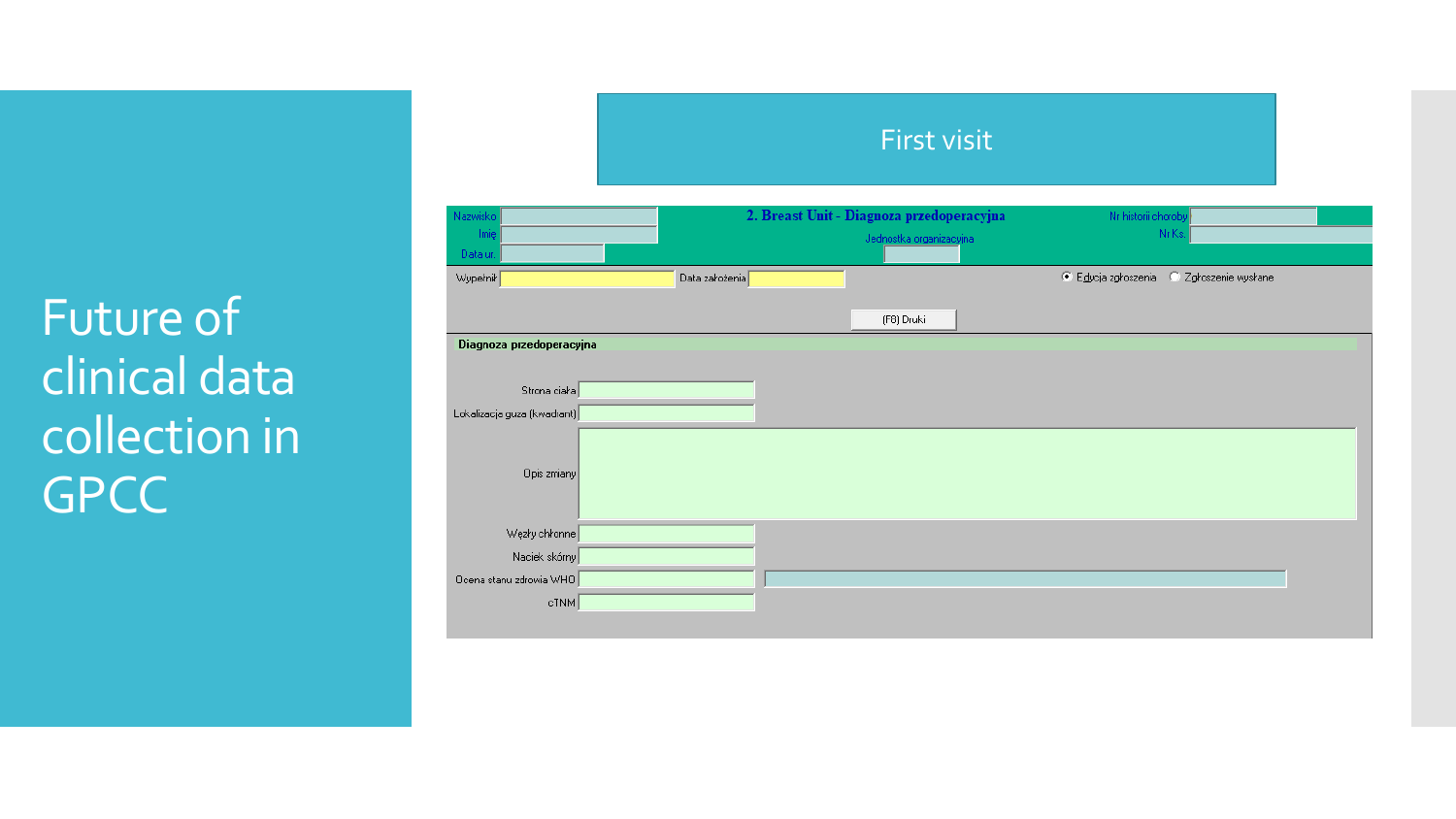# Future of clinical data collection in GPCC

## First visit

**2. Breast Unit - Diagnoza przedoperacyjna**

Nazwisko
Imię
Data ur.

Jednostka organizacyjna

Nr historii choroby
Nr Ks.

Wypełnik
Data założenia

Edycja zgłoszenia
Zgłoszenie wysłane

(F8) Druki

**Diagnoza przedoperacyjna**

Strona ciała
Lokalizacja guza (kwadrant)
Opis zmiany
Węzły chłonne
Naciek skórny
Ocena stanu zdrowia WHO
cTNM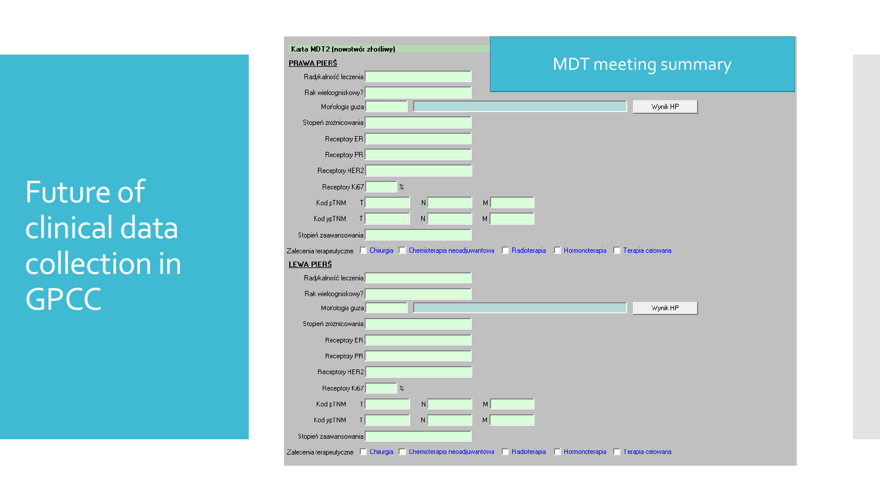# Future of clinical data collection in GPCC

## MDT meeting summary

**Karta MDT2 (nowotwór złośliwy)**

**PRAWA PIERŚ**

- Radykalność leczenia
- Rak wieloogniskowy?
- Morfologia guza — Wynik HP
- Stopień zróżnicowania
- Receptory ER
- Receptory PR
- Receptory HER2
- Receptory Ki67 %
- Kod pTNM — T — N — M
- Kod ypTNM — T — N — M
- Stopień zaawansowania
- Zalecenia terapeutyczne: ☐ Chirurgia ☐ Chemioterapia neoadjuwantowa ☐ Radioterapia ☐ Hormonoterapia ☐ Terapia celowana

**LEWA PIERŚ**

- Radykalność leczenia
- Rak wieloogniskowy?
- Morfologia guza — Wynik HP
- Stopień zróżnicowania
- Receptory ER
- Receptory PR
- Receptory HER2
- Receptory Ki67 %
- Kod pTNM — T — N — M
- Kod ypTNM — T — N — M
- Stopień zaawansowania
- Zalecenia terapeutyczne: ☐ Chirurgia ☐ Chemioterapia neoadjuwantowa ☐ Radioterapia ☐ Hormonoterapia ☐ Terapia celowana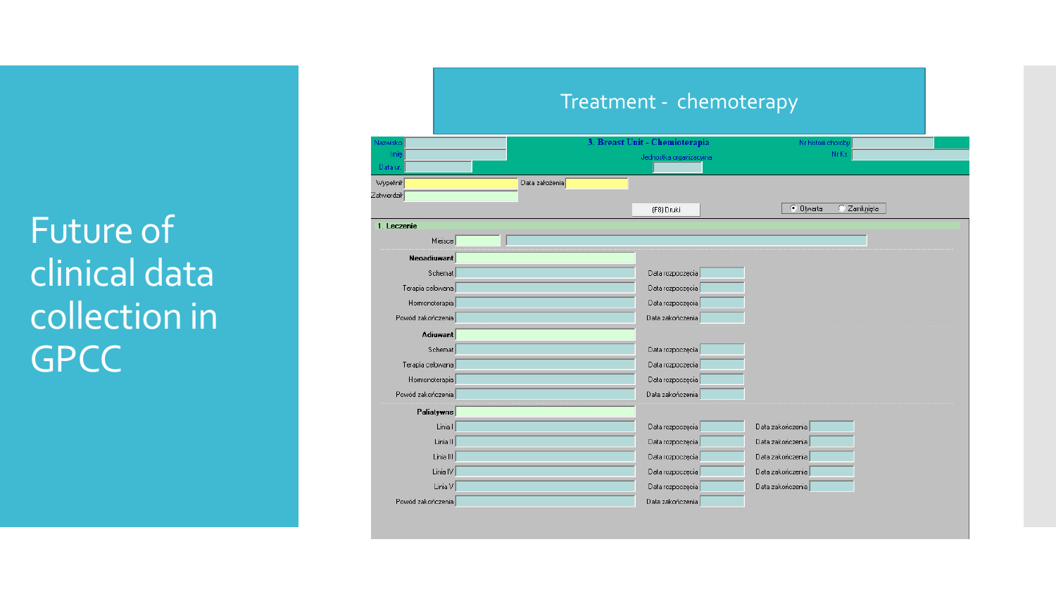# Future of clinical data collection in GPCC

## Treatment - chemoterapy

**3. Breast Unit - Chemioterapia**

Nazwisko | Imię | Data ur. | Jednostka organizacyjna | Nr historii choroby | Nr Ks.

Wypełnił | Data założenia | Zatwierdził

(F8) Druki | Otwarta | Zamknięte

**1. Leczenie**

Miejsce

| Pole | | Data |
|---|---|---|
| **Neoadiuwant** | | |
| Schemat | Data rozpoczęcia | |
| Terapia celowana | Data rozpoczęcia | |
| Hormonoterapia | Data rozpoczęcia | |
| Powód zakończenia | Data zakończenia | |
| **Adiuwant** | | |
| Schemat | Data rozpoczęcia | |
| Terapia celowana | Data rozpoczęcia | |
| Hormonoterapia | Data rozpoczęcia | |
| Powód zakończenia | Data zakończenia | |
| **Paliatywne** | | |
| Linia I | Data rozpoczęcia | Data zakończenia |
| Linia II | Data rozpoczęcia | Data zakończenia |
| Linia III | Data rozpoczęcia | Data zakończenia |
| Linia IV | Data rozpoczęcia | Data zakończenia |
| Linia V | Data rozpoczęcia | Data zakończenia |
| Powód zakończenia | Data zakończenia | |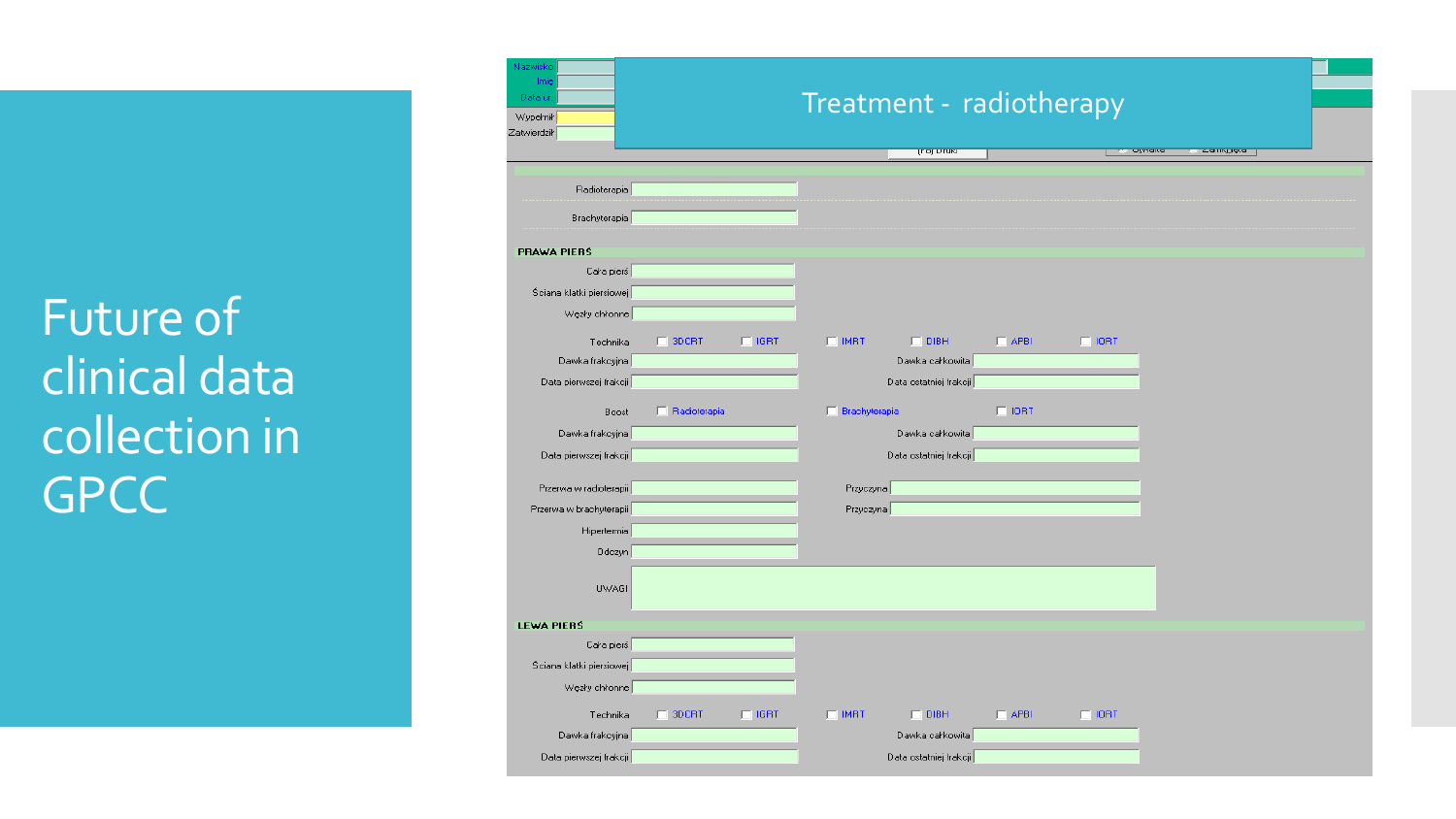# Future of clinical data collection in GPCC

Treatment - radiotherapy

Nazwisko
Imię
Data ur.
Wypełnił
Zatwierdził

Radioterapia

Brachyterapia

**PRAWA PIERŚ**

Cała pierś
Ściana klatki piersiowej
Węzły chłonne

Technika: 3DCRT, IGRT, IMRT, DIBH, APBI, IORT

Dawka frakcyjna | Dawka całkowita
Data pierwszej frakcji | Data ostatniej frakcji

Boost: Radioterapia, Brachyterapia, IORT

Dawka frakcyjna | Dawka całkowita
Data pierwszej frakcji | Data ostatniej frakcji

Przerwa w radioterapii | Przyczyna
Przerwa w brachyterapii | Przyczyna
Hipertermia
Odczyn

UWAGI

**LEWA PIERŚ**

Cała pierś
Ściana klatki piersiowej
Węzły chłonne

Technika: 3DCRT, IGRT, IMRT, DIBH, APBI, IORT

Dawka frakcyjna | Dawka całkowita
Data pierwszej frakcji | Data ostatniej frakcji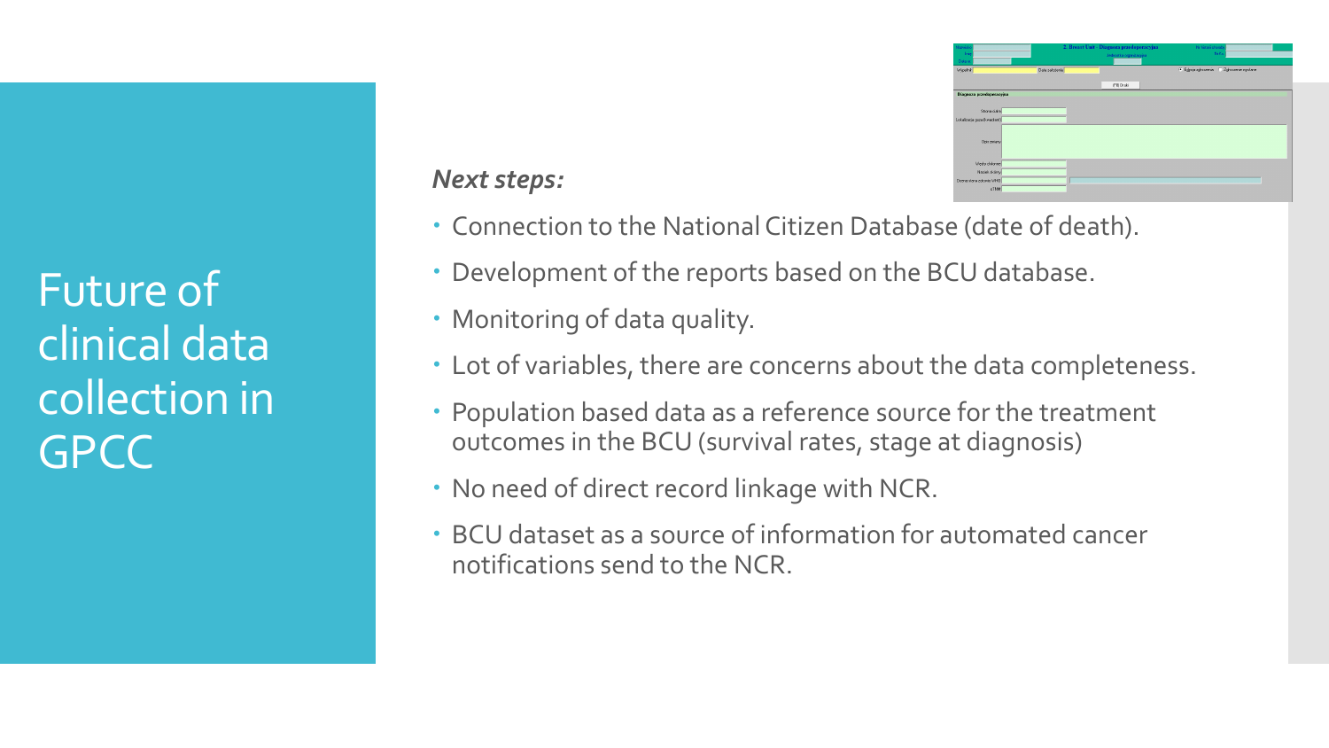# Future of clinical data collection in GPCC

*Next steps:*

- Connection to the National Citizen Database (date of death).
- Development of the reports based on the BCU database.
- Monitoring of data quality.
- Lot of variables, there are concerns about the data completeness.
- Population based data as a reference source for the treatment outcomes in the BCU (survival rates, stage at diagnosis)
- No need of direct record linkage with NCR.
- BCU dataset as a source of information for automated cancer notifications send to the NCR.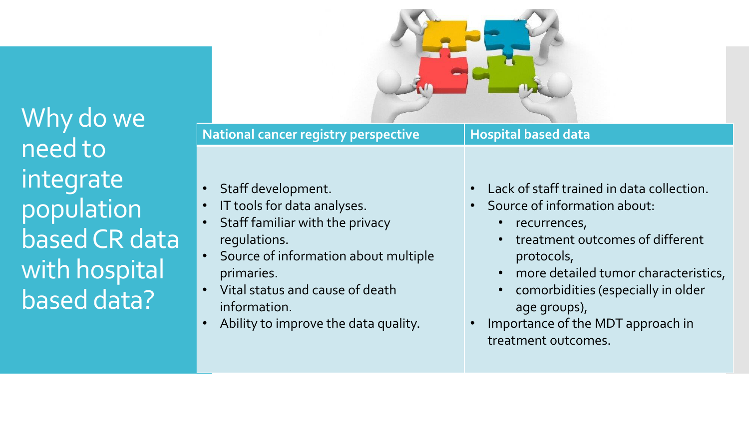# Why do we need to integrate population based CR data with hospital based data?

| National cancer registry perspective | Hospital based data |
| --- | --- |
| • Staff development.<br>• IT tools for data analyses.<br>• Staff familiar with the privacy regulations.<br>• Source of information about multiple primaries.<br>• Vital status and cause of death information.<br>• Ability to improve the data quality. | • Lack of staff trained in data collection.<br>• Source of information about:<br>&nbsp;&nbsp;• recurrences,<br>&nbsp;&nbsp;• treatment outcomes of different protocols,<br>&nbsp;&nbsp;• more detailed tumor characteristics,<br>&nbsp;&nbsp;• comorbidities (especially in older age groups),<br>• Importance of the MDT approach in treatment outcomes. |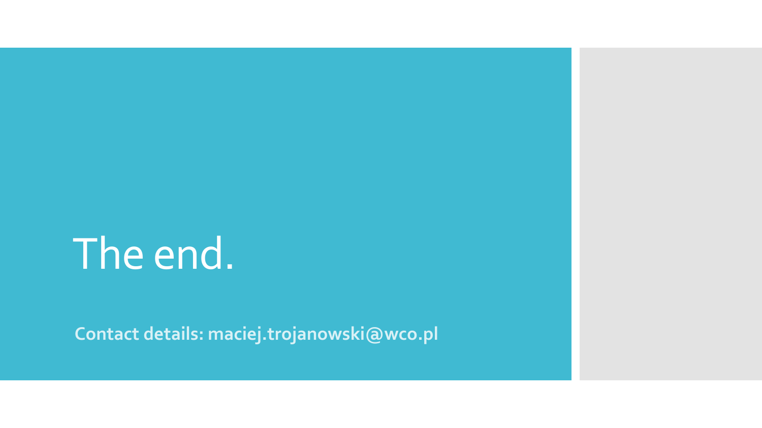# The end.

**Contact details: maciej.trojanowski@wco.pl**